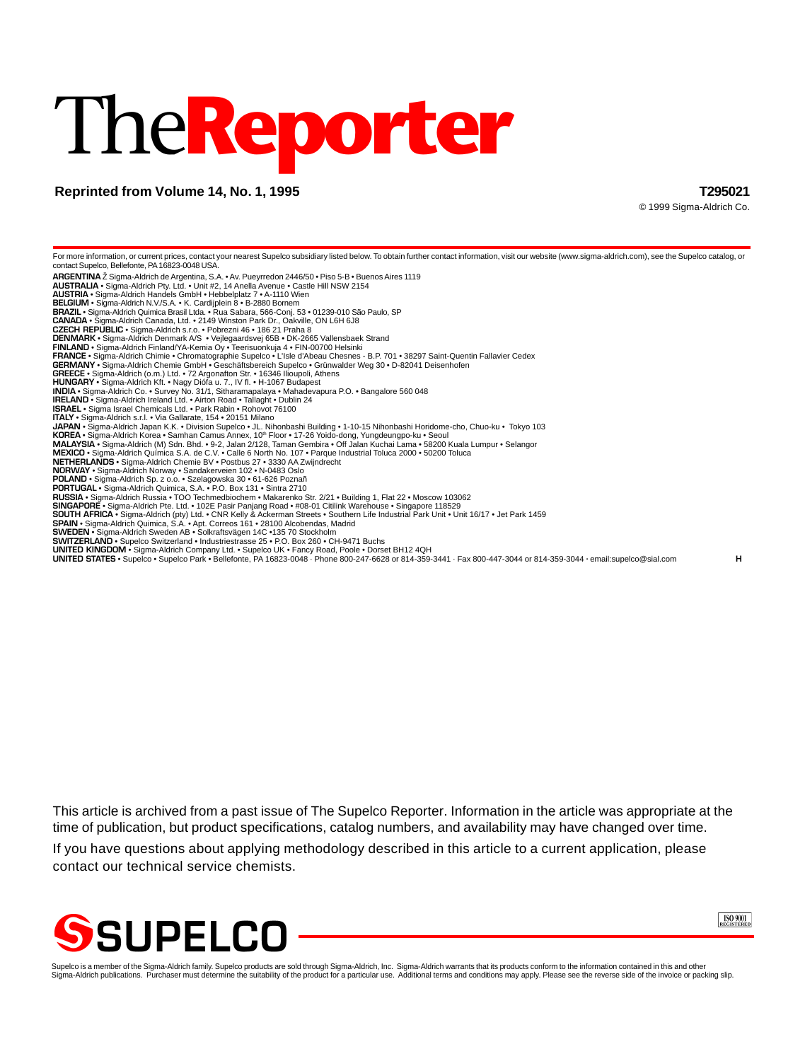# The**Reporter**

**Reprinted from Volume 14, No. 1, 1995** **T295021**

© 1999 Sigma-Aldrich Co.

For more information, or current prices, contact your nearest Supelco subsidiary listed below. To obtain further contact information, visit our website (www.sigma-aldrich.com), see the Supelco catalog, or contact Supelco, Bellefonte, PA 16823-0048 USA.

**ARGENTINA** Ž Sigma-Aldrich de Argentina, S.A. • Av. Pueyrredon 2446/50 • Piso 5-B • Buenos Aires 1119
**AUSTRALIA** • Sigma-Aldrich Pty. Ltd. • Unit #2, 14 Anella Avenue • Castle Hill NSW 2154
**AUSTRIA** • Sigma-Aldrich Handels GmbH • Hebbelplatz 7 • A-1110 Wien
**BELGIUM** • Sigma-Aldrich N.V./S.A. • K. Cardijplein 8 • B-2880 Bornem
**BRAZIL** • Sigma-Aldrich Quimica Brasil Ltda. • Rua Sabara, 566-Conj. 53 • 01239-010 São Paulo, SP
**CANADA** • Sigma-Aldrich Canada, Ltd. • 2149 Winston Park Dr., Oakville, ON L6H 6J8
**CZECH REPUBLIC** • Sigma-Aldrich s.r.o. • Pobrezni 46 • 186 21 Praha 8
**DENMARK** • Sigma-Aldrich Denmark A/S • Vejlegaardsvej 65B • DK-2665 Vallensbaek Strand
**FINLAND** • Sigma-Aldrich Finland/YA-Kemia Oy • Teerisuonkuja 4 • FIN-00700 Helsinki
**FRANCE** • Sigma-Aldrich Chimie • Chromatographie Supelco • L'Isle d'Abeau Chesnes - B.P. 701 • 38297 Saint-Quentin Fallavier Cedex
**GERMANY** • Sigma-Aldrich Chemie GmbH • Geschäftsbereich Supelco • Grünwalder Weg 30 • D-82041 Deisenhofen
**GREECE** • Sigma-Aldrich (o.m.) Ltd. • 72 Argonafton Str. • 16346 Ilioupoli, Athens
**HUNGARY** • Sigma-Aldrich Kft. • Nagy Diófa u. 7., IV fl. • H-1067 Budapest
**INDIA** • Sigma-Aldrich Co. • Survey No. 31/1, Sitharamapalaya • Mahadevapura P.O. • Bangalore 560 048
**IRELAND** • Sigma-Aldrich Ireland Ltd. • Airton Road • Tallaght • Dublin 24
**ISRAEL** • Sigma Israel Chemicals Ltd. • Park Rabin • Rohovot 76100
**ITALY** • Sigma-Aldrich s.r.l. • Via Gallarate, 154 • 20151 Milano
**JAPAN** • Sigma-Aldrich Japan K.K. • Division Supelco • JL. Nihonbashi Building • 1-10-15 Nihonbashi Horidome-cho, Chuo-ku • Tokyo 103
**KOREA** • Sigma-Aldrich Korea • Samhan Camus Annex, 10th Floor • 17-26 Yoido-dong, Yungdeungpo-ku • Seoul
**MALAYSIA** • Sigma-Aldrich (M) Sdn. Bhd. • 9-2, Jalan 2/128, Taman Gembira • Off Jalan Kuchai Lama • 58200 Kuala Lumpur • Selangor
**MEXICO** • Sigma-Aldrich Química S.A. de C.V. • Calle 6 North No. 107 • Parque Industrial Toluca 2000 • 50200 Toluca
**NETHERLANDS** • Sigma-Aldrich Chemie BV • Postbus 27 • 3330 AA Zwijndrecht
**NORWAY** • Sigma-Aldrich Norway • Sandakerveien 102 • N-0483 Oslo
**POLAND** • Sigma-Aldrich Sp. z o.o. • Szelagowska 30 • 61-626 Poznañ
**PORTUGAL** • Sigma-Aldrich Quimica, S.A. • P.O. Box 131 • Sintra 2710
**RUSSIA** • Sigma-Aldrich Russia • TOO Techmedbiochem • Makarenko Str. 2/21 • Building 1, Flat 22 • Moscow 103062
**SINGAPORE** • Sigma-Aldrich Pte. Ltd. • 102E Pasir Panjang Road • #08-01 Citilink Warehouse • Singapore 118529
**SOUTH AFRICA** • Sigma-Aldrich (pty) Ltd. • CNR Kelly & Ackerman Streets • Southern Life Industrial Park Unit • Unit 16/17 • Jet Park 1459
**SPAIN** • Sigma-Aldrich Quimica, S.A. • Apt. Correos 161 • 28100 Alcobendas, Madrid
**SWEDEN** • Sigma-Aldrich Sweden AB • Solkraftsvägen 14C •135 70 Stockholm
**SWITZERLAND** • Supelco Switzerland • Industriestrasse 25 • P.O. Box 260 • CH-9471 Buchs
**UNITED KINGDOM** • Sigma-Aldrich Company Ltd. • Supelco UK • Fancy Road, Poole • Dorset BH12 4QH
**UNITED STATES** • Supelco • Supelco Park • Bellefonte, PA 16823-0048 · Phone 800-247-6628 or 814-359-3441 · Fax 800-447-3044 or 814-359-3044 · email:supelco@sial.com **H**

This article is archived from a past issue of The Supelco Reporter. Information in the article was appropriate at the time of publication, but product specifications, catalog numbers, and availability may have changed over time.

If you have questions about applying methodology described in this article to a current application, please contact our technical service chemists.

**SUPELCO**

ISO 9001 REGISTERED

Supelco is a member of the Sigma-Aldrich family. Supelco products are sold through Sigma-Aldrich, Inc. Sigma-Aldrich warrants that its products conform to the information contained in this and other Sigma-Aldrich publications. Purchaser must determine the suitability of the product for a particular use. Additional terms and conditions may apply. Please see the reverse side of the invoice or packing slip.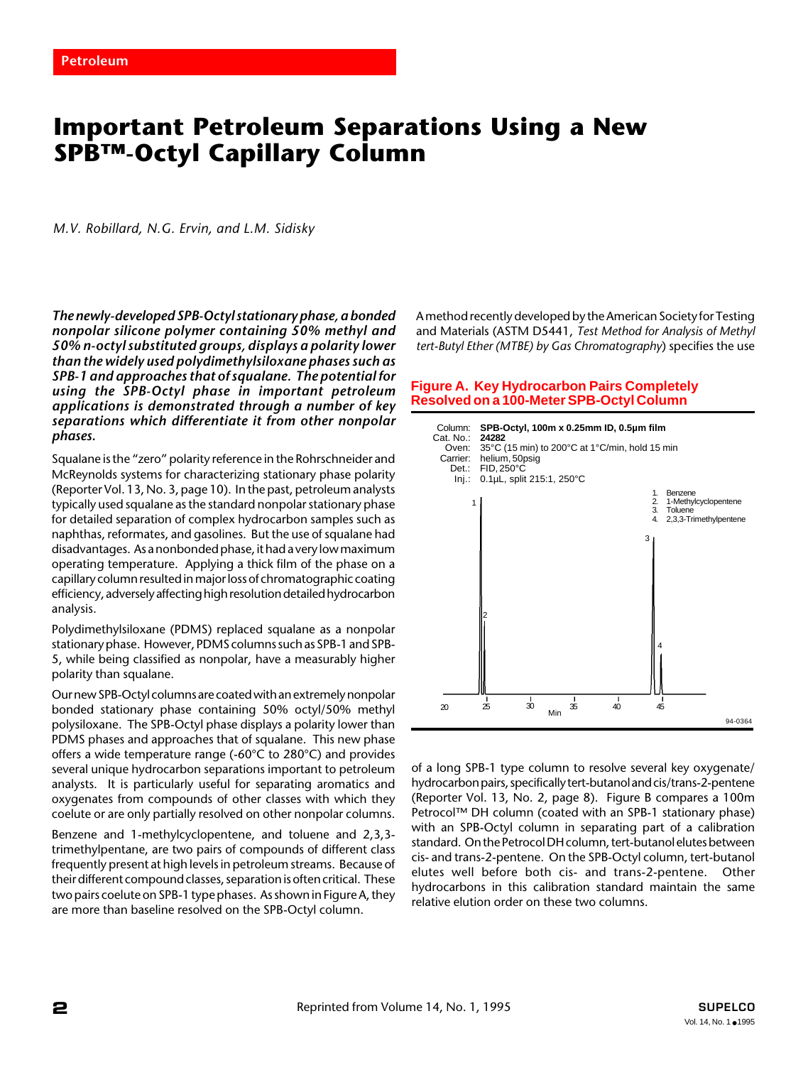Petroleum

# Important Petroleum Separations Using a New SPB™-Octyl Capillary Column

*M.V. Robillard, N.G. Ervin, and L.M. Sidisky*

***The newly-developed SPB-Octyl stationary phase, a bonded nonpolar silicone polymer containing 50% methyl and 50% n-octyl substituted groups, displays a polarity lower than the widely used polydimethylsiloxane phases such as SPB-1 and approaches that of squalane. The potential for using the SPB-Octyl phase in important petroleum applications is demonstrated through a number of key separations which differentiate it from other nonpolar phases.***

Squalane is the "zero" polarity reference in the Rohrschneider and McReynolds systems for characterizing stationary phase polarity (Reporter Vol. 13, No. 3, page 10). In the past, petroleum analysts typically used squalane as the standard nonpolar stationary phase for detailed separation of complex hydrocarbon samples such as naphthas, reformates, and gasolines. But the use of squalane had disadvantages. As a nonbonded phase, it had a very low maximum operating temperature. Applying a thick film of the phase on a capillary column resulted in major loss of chromatographic coating efficiency, adversely affecting high resolution detailed hydrocarbon analysis.

Polydimethylsiloxane (PDMS) replaced squalane as a nonpolar stationary phase. However, PDMS columns such as SPB-1 and SPB-5, while being classified as nonpolar, have a measurably higher polarity than squalane.

Our new SPB-Octyl columns are coated with an extremely nonpolar bonded stationary phase containing 50% octyl/50% methyl polysiloxane. The SPB-Octyl phase displays a polarity lower than PDMS phases and approaches that of squalane. This new phase offers a wide temperature range (-60°C to 280°C) and provides several unique hydrocarbon separations important to petroleum analysts. It is particularly useful for separating aromatics and oxygenates from compounds of other classes with which they coelute or are only partially resolved on other nonpolar columns.

Benzene and 1-methylcyclopentene, and toluene and 2,3,3-trimethylpentane, are two pairs of compounds of different class frequently present at high levels in petroleum streams. Because of their different compound classes, separation is often critical. These two pairs coelute on SPB-1 type phases. As shown in Figure A, they are more than baseline resolved on the SPB-Octyl column.

A method recently developed by the American Society for Testing and Materials (ASTM D5441, *Test Method for Analysis of Methyl tert-Butyl Ether (MTBE) by Gas Chromatography*) specifies the use of a long SPB-1 type column to resolve several key oxygenate/hydrocarbon pairs, specifically tert-butanol and cis/trans-2-pentene (Reporter Vol. 13, No. 2, page 8). Figure B compares a 100m Petrocol™ DH column (coated with an SPB-1 stationary phase) with an SPB-Octyl column in separating part of a calibration standard. On the Petrocol DH column, tert-butanol elutes between cis- and trans-2-pentene. On the SPB-Octyl column, tert-butanol elutes well before both cis- and trans-2-pentene. Other hydrocarbons in this calibration standard maintain the same relative elution order on these two columns.

**Figure A. Key Hydrocarbon Pairs Completely Resolved on a 100-Meter SPB-Octyl Column**

Column: **SPB-Octyl, 100m x 0.25mm ID, 0.5µm film**
Cat. No.: **24282**
Oven: 35°C (15 min) to 200°C at 1°C/min, hold 15 min
Carrier: helium, 50psig
Det.: FID, 250°C
Inj.: 0.1µL, split 215:1, 250°C

1. Benzene
2. 1-Methylcyclopentene
3. Toluene
4. 2,3,3-Trimethylpentene

94-0364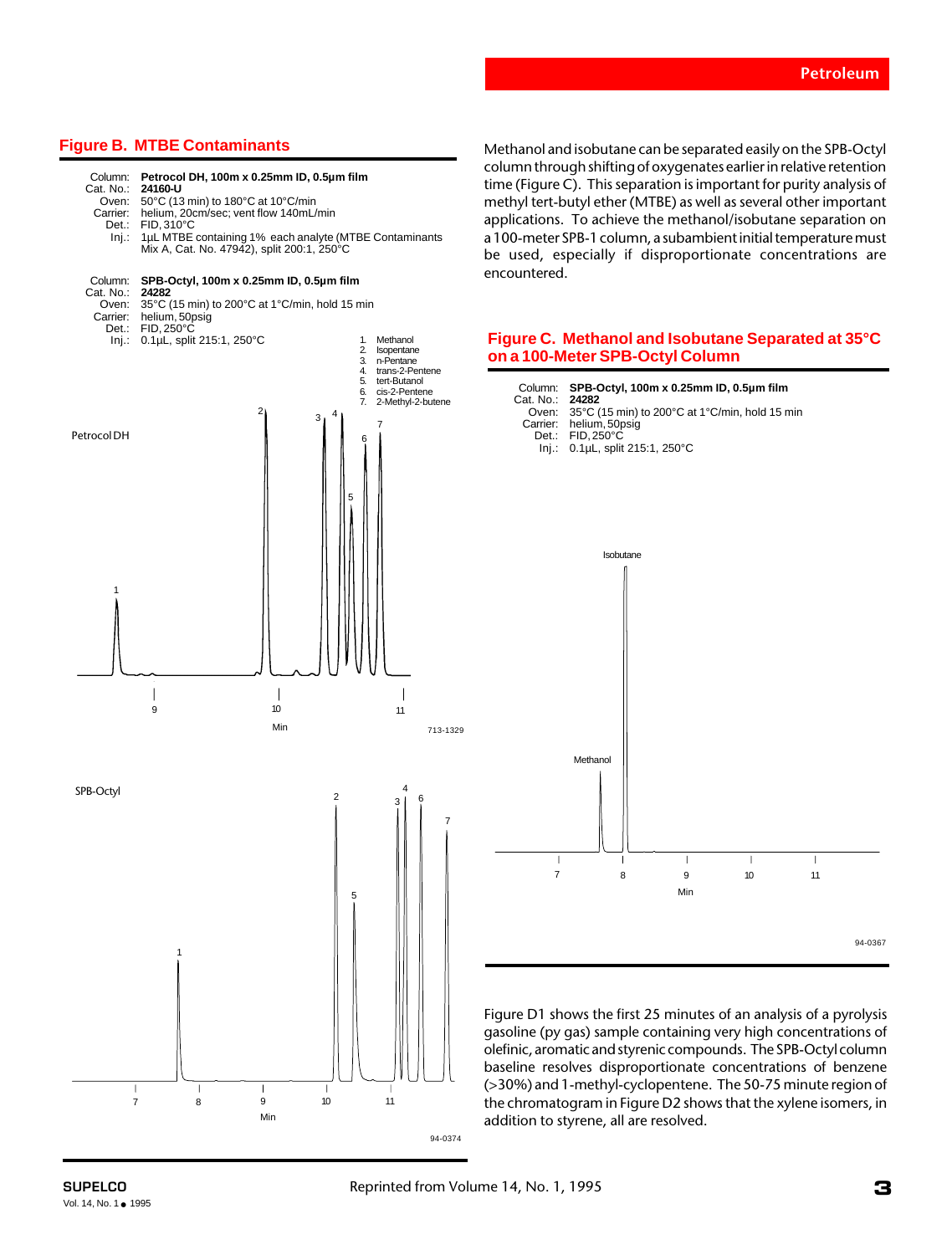## Figure B. MTBE Contaminants

Column: **Petrocol DH, 100m x 0.25mm ID, 0.5µm film**
Cat. No.: **24160-U**
Oven: 50°C (13 min) to 180°C at 10°C/min
Carrier: helium, 20cm/sec; vent flow 140mL/min
Det.: FID, 310°C
Inj.: 1µL MTBE containing 1% each analyte (MTBE Contaminants Mix A, Cat. No. 47942), split 200:1, 250°C

Column: **SPB-Octyl, 100m x 0.25mm ID, 0.5µm film**
Cat. No.: **24282**
Oven: 35°C (15 min) to 200°C at 1°C/min, hold 15 min
Carrier: helium, 50psig
Det.: FID, 250°C
Inj.: 0.1µL, split 215:1, 250°C

1. Methanol
2. Isopentane
3. n-Pentane
4. trans-2-Pentene
5. tert-Butanol
6. cis-2-Pentene
7. 2-Methyl-2-butene

Petrocol DH

713-1329

SPB-Octyl

94-0374

Methanol and isobutane can be separated easily on the SPB-Octyl column through shifting of oxygenates earlier in relative retention time (Figure C). This separation is important for purity analysis of methyl tert-butyl ether (MTBE) as well as several other important applications. To achieve the methanol/isobutane separation on a 100-meter SPB-1 column, a subambient initial temperature must be used, especially if disproportionate concentrations are encountered.

## Figure C. Methanol and Isobutane Separated at 35°C on a 100-Meter SPB-Octyl Column

Column: **SPB-Octyl, 100m x 0.25mm ID, 0.5µm film**
Cat. No.: **24282**
Oven: 35°C (15 min) to 200°C at 1°C/min, hold 15 min
Carrier: helium, 50psig
Det.: FID, 250°C
Inj.: 0.1µL, split 215:1, 250°C

94-0367

Figure D1 shows the first 25 minutes of an analysis of a pyrolysis gasoline (py gas) sample containing very high concentrations of olefinic, aromatic and styrenic compounds. The SPB-Octyl column baseline resolves disproportionate concentrations of benzene (>30%) and 1-methyl-cyclopentene. The 50-75 minute region of the chromatogram in Figure D2 shows that the xylene isomers, in addition to styrene, all are resolved.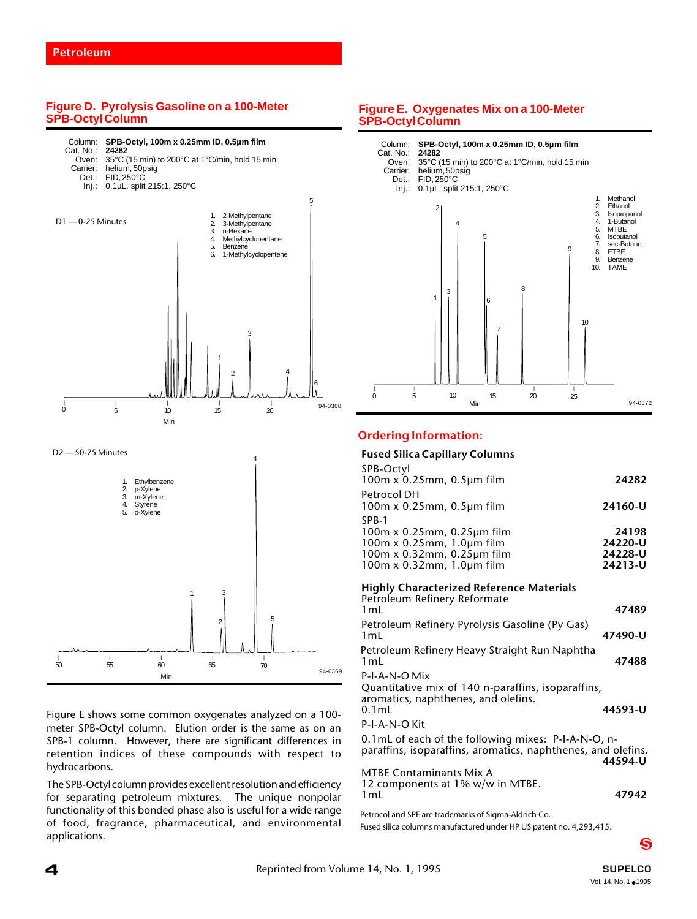## Figure D. Pyrolysis Gasoline on a 100-Meter SPB-Octyl Column

Column: SPB-Octyl, 100m x 0.25mm ID, 0.5µm film
Cat. No.: 24282
Oven: 35°C (15 min) to 200°C at 1°C/min, hold 15 min
Carrier: helium, 50psig
Det.: FID, 250°C
Inj.: 0.1µL, split 215:1, 250°C

D1 — 0-25 Minutes

1. 2-Methylpentane
2. 3-Methylpentane
3. n-Hexane
4. Methylcyclopentane
5. Benzene
6. 1-Methylcyclopentene

0 5 10 15 20
Min
94-0368

D2 — 50-75 Minutes

1. Ethylbenzene
2. p-Xylene
3. m-Xylene
4. Styrene
5. o-Xylene

50 55 60 65 70
Min
94-0369

## Figure E. Oxygenates Mix on a 100-Meter SPB-Octyl Column

Column: SPB-Octyl, 100m x 0.25mm ID, 0.5µm film
Cat. No.: 24282
Oven: 35°C (15 min) to 200°C at 1°C/min, hold 15 min
Carrier: helium, 50psig
Det.: FID, 250°C
Inj.: 0.1µL, split 215:1, 250°C

1. Methanol
2. Ethanol
3. Isopropanol
4. 1-Butanol
5. MTBE
6. Isobutanol
7. sec-Butanol
8. ETBE
9. Benzene
10. TAME

0 5 10 15 20 25
Min
94-0372

Figure E shows some common oxygenates analyzed on a 100-meter SPB-Octyl column. Elution order is the same as on an SPB-1 column. However, there are significant differences in retention indices of these compounds with respect to hydrocarbons.

The SPB-Octyl column provides excellent resolution and efficiency for separating petroleum mixtures. The unique nonpolar functionality of this bonded phase also is useful for a wide range of food, fragrance, pharmaceutical, and environmental applications.

## Ordering Information:

### Fused Silica Capillary Columns

| | |
|---|---|
| **SPB-Octyl** | |
| 100m x 0.25mm, 0.5µm film | **24282** |
| **Petrocol DH** | |
| 100m x 0.25mm, 0.5µm film | **24160-U** |
| **SPB-1** | |
| 100m x 0.25mm, 0.25µm film | **24198** |
| 100m x 0.25mm, 1.0µm film | **24220-U** |
| 100m x 0.32mm, 0.25µm film | **24228-U** |
| 100m x 0.32mm, 1.0µm film | **24213-U** |

### Highly Characterized Reference Materials

| | |
|---|---|
| Petroleum Refinery Reformate<br>1mL | **47489** |
| Petroleum Refinery Pyrolysis Gasoline (Py Gas)<br>1mL | **47490-U** |
| Petroleum Refinery Heavy Straight Run Naphtha<br>1mL | **47488** |
| P-I-A-N-O Mix<br>Quantitative mix of 140 n-paraffins, isoparaffins, aromatics, naphthenes, and olefins.<br>0.1mL | **44593-U** |
| P-I-A-N-O Kit<br>0.1mL of each of the following mixes: P-I-A-N-O, n-paraffins, isoparaffins, aromatics, naphthenes, and olefins. | **44594-U** |
| MTBE Contaminants Mix A<br>12 components at 1% w/w in MTBE.<br>1mL | **47942** |

Petrocol and SPE are trademarks of Sigma-Aldrich Co.
Fused silica columns manufactured under HP US patent no. 4,293,415.

Reprinted from Volume 14, No. 1, 1995